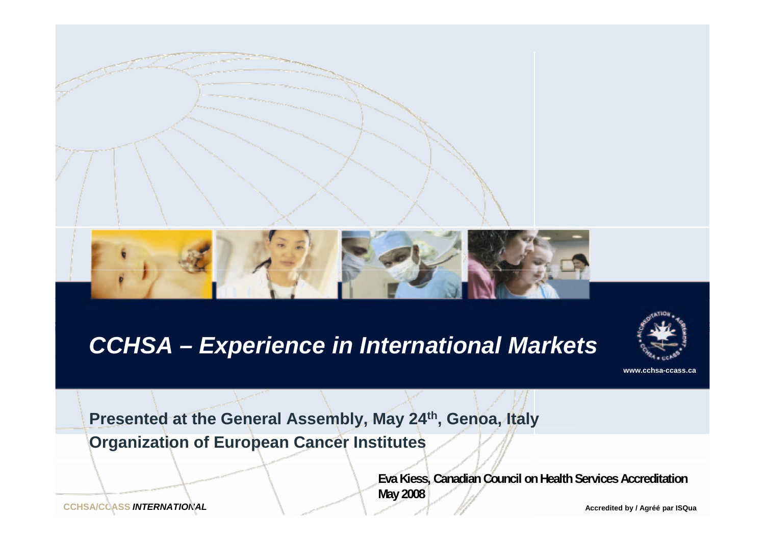# *CCHSA – Experience in International Markets*

www.cchsa-ccass.ca

**Presented at the General Assembly, May 24th, Genoa, Italy**

**Organization of European Cancer Institutes**

**Eva Kiess, Canadian Council on Health Services Accreditation**
**May 2008**

**CCHSA/CCASS *INTERNATIONAL***

**Accredited by / Agréé par ISQua**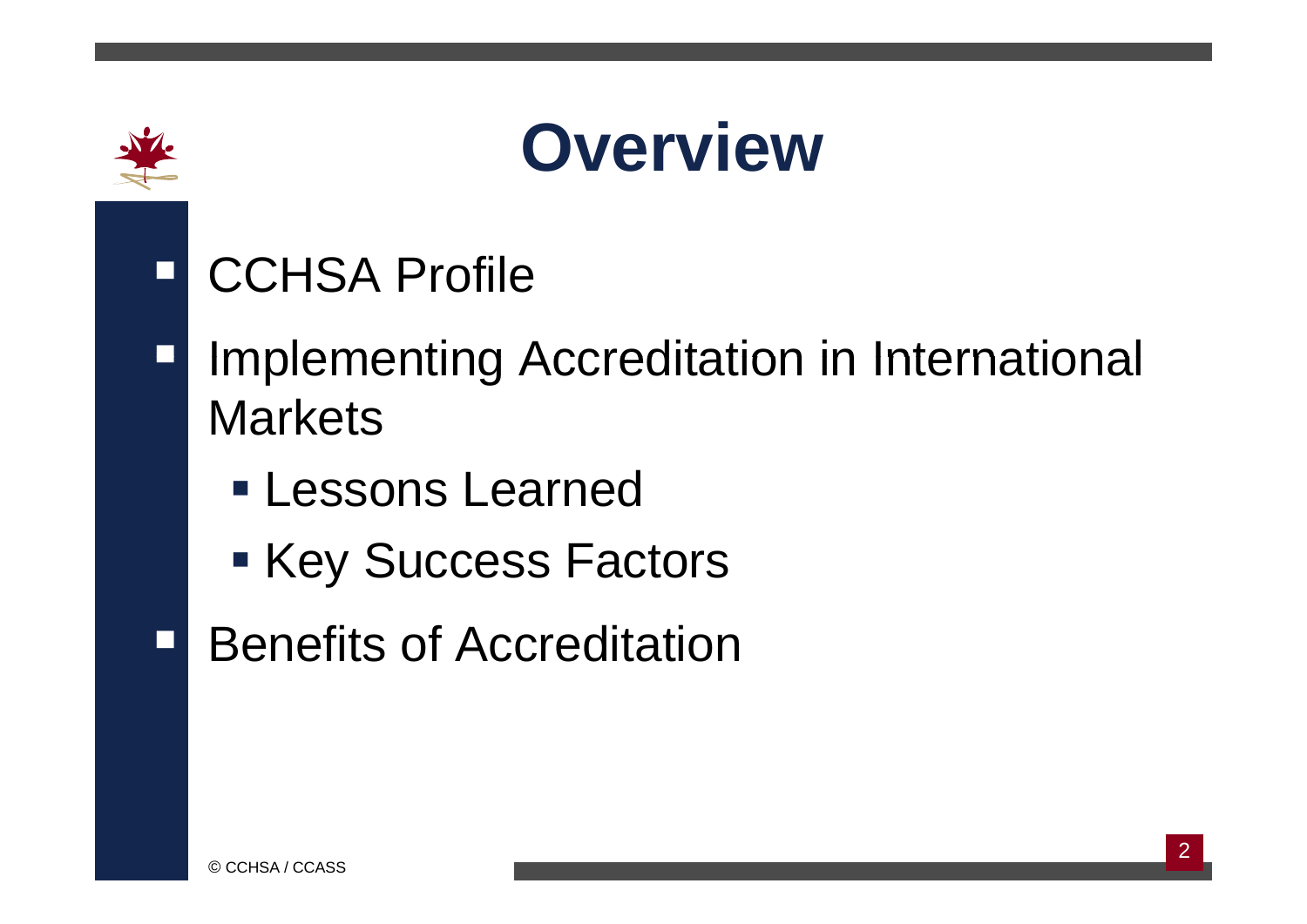# Overview

- CCHSA Profile
- Implementing Accreditation in International Markets
  - Lessons Learned
  - Key Success Factors
- Benefits of Accreditation

© CCHSA / CCASS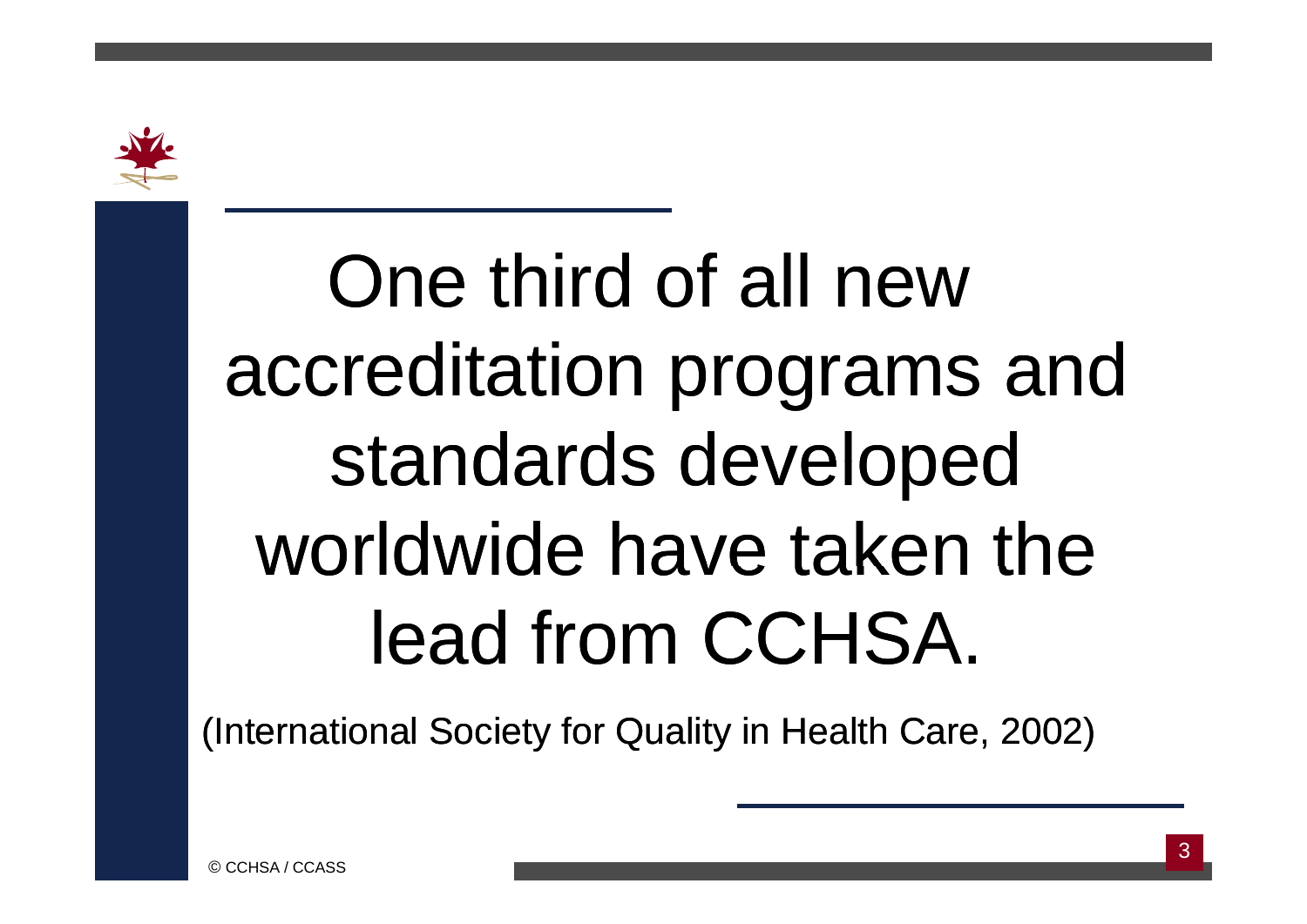One third of all new accreditation programs and standards developed worldwide have taken the lead from CCHSA.

(International Society for Quality in Health Care, 2002)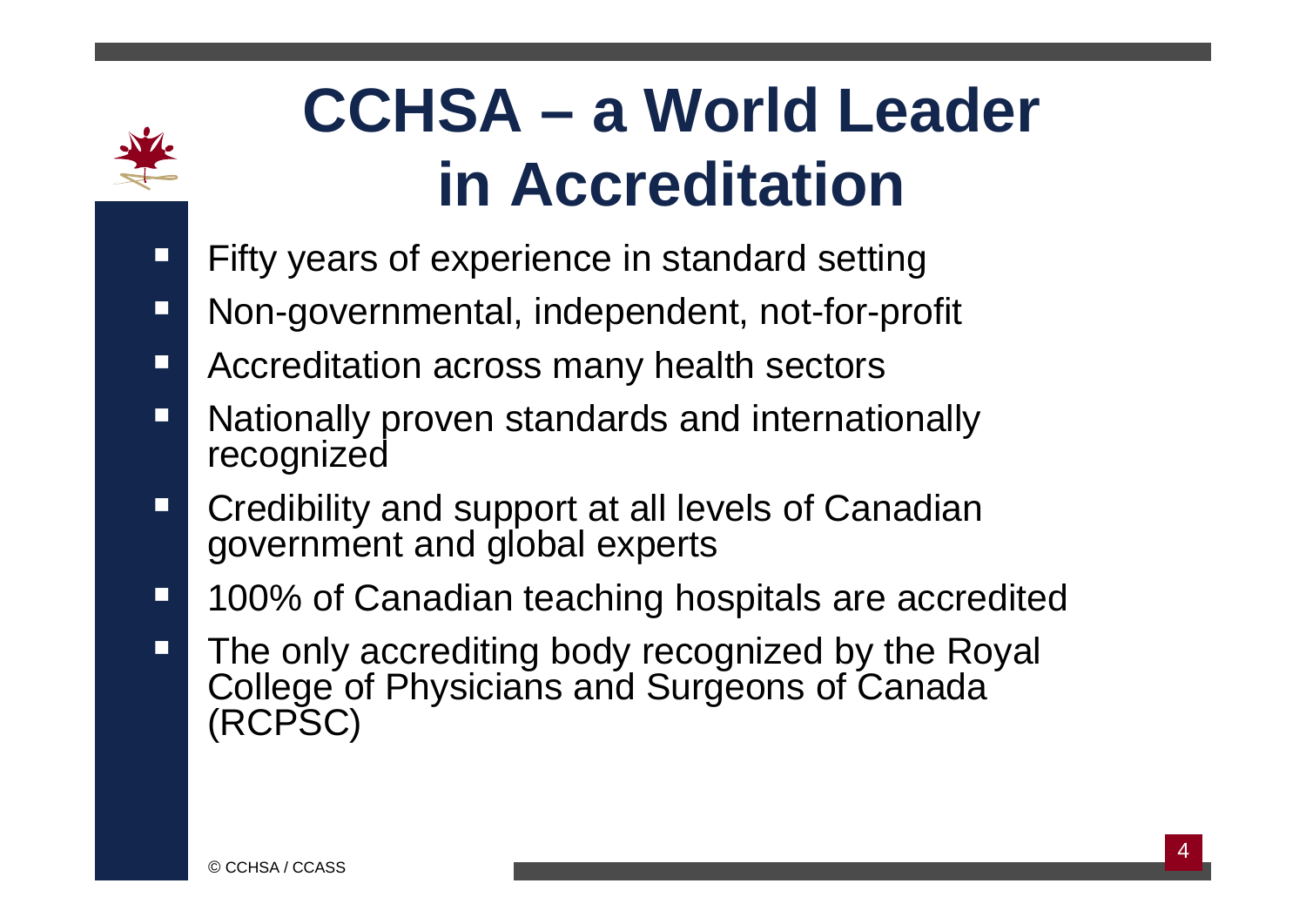# CCHSA – a World Leader in Accreditation

- Fifty years of experience in standard setting
- Non-governmental, independent, not-for-profit
- Accreditation across many health sectors
- Nationally proven standards and internationally recognized
- Credibility and support at all levels of Canadian government and global experts
- 100% of Canadian teaching hospitals are accredited
- The only accrediting body recognized by the Royal College of Physicians and Surgeons of Canada (RCPSC)

© CCHSA / CCASS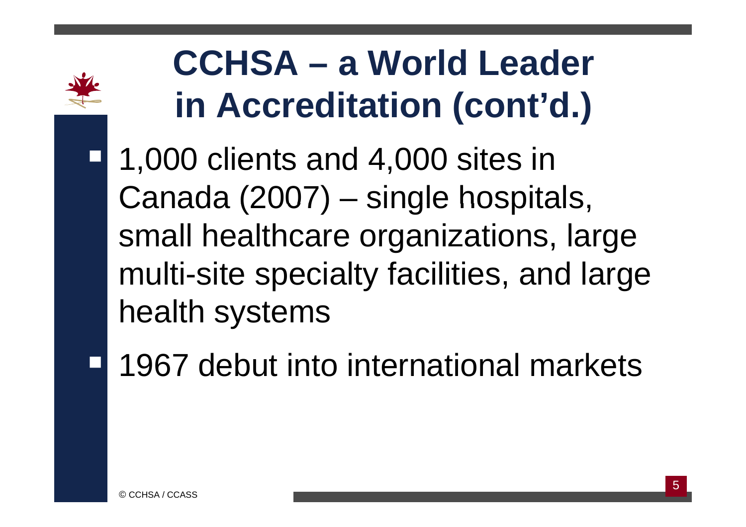# CCHSA – a World Leader in Accreditation (cont'd.)

- 1,000 clients and 4,000 sites in Canada (2007) – single hospitals, small healthcare organizations, large multi-site specialty facilities, and large health systems
- 1967 debut into international markets

© CCHSA / CCASS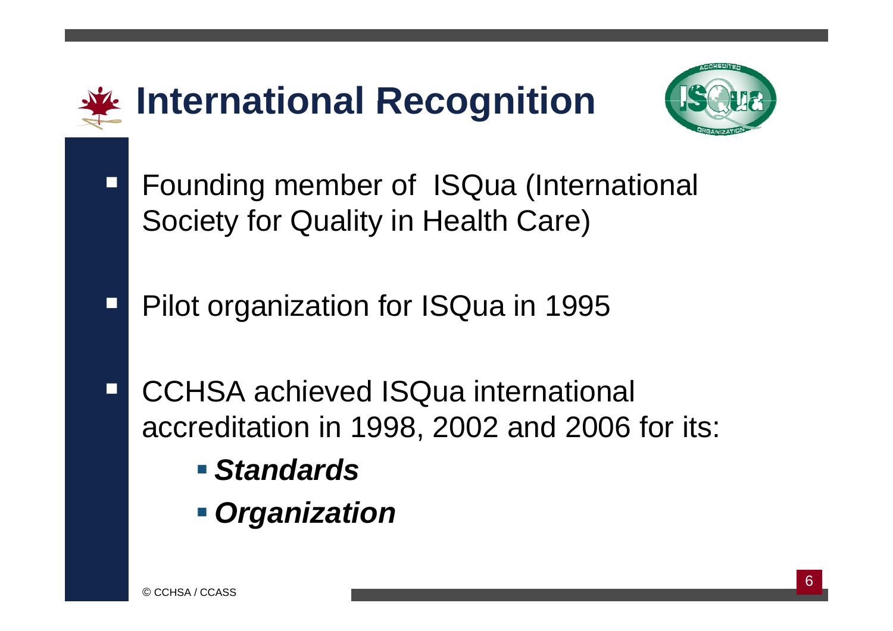# International Recognition

- Founding member of ISQua (International Society for Quality in Health Care)
- Pilot organization for ISQua in 1995
- CCHSA achieved ISQua international accreditation in 1998, 2002 and 2006 for its:
  - ***Standards***
  - ***Organization***

© CCHSA / CCASS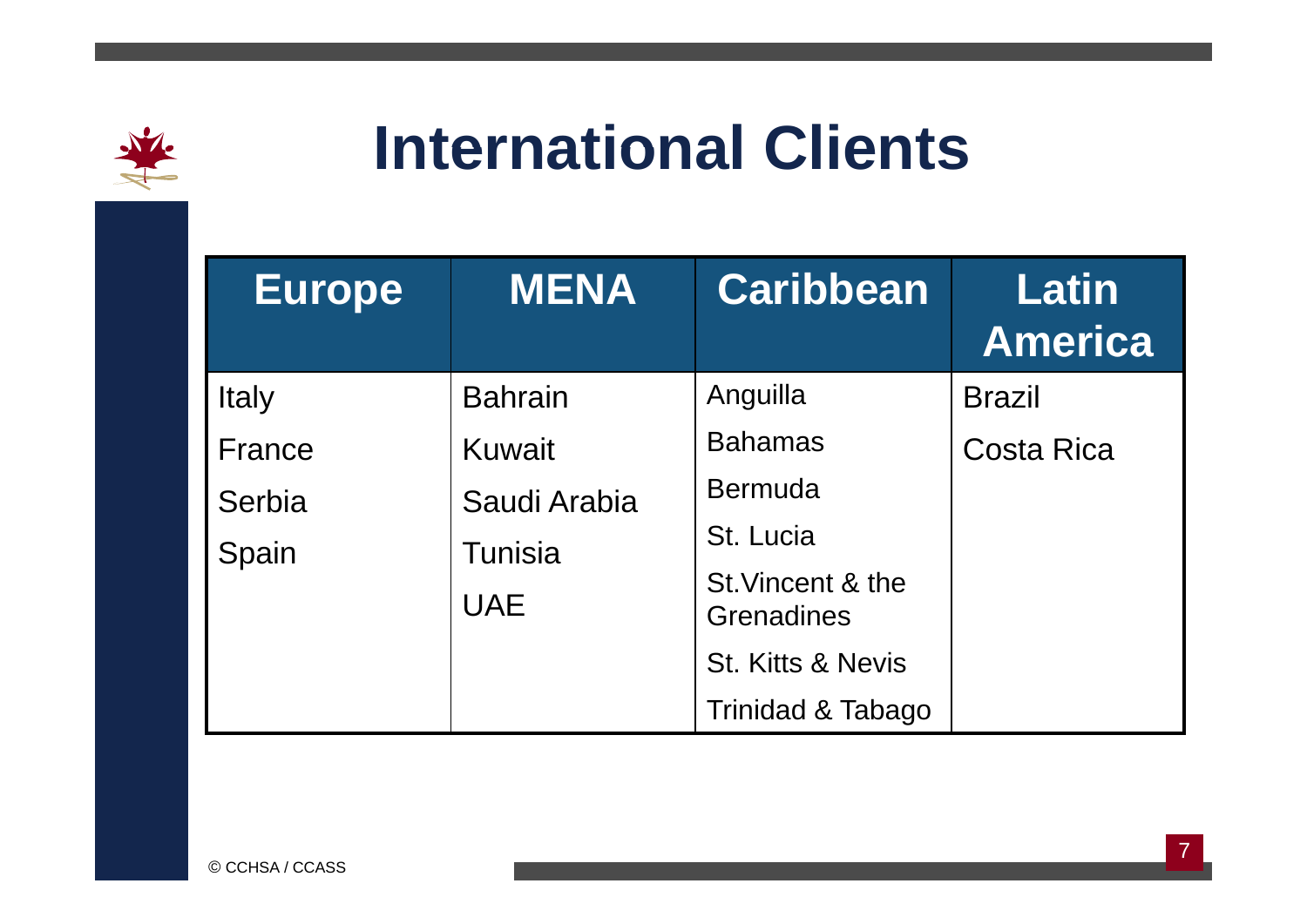# International Clients

| Europe | MENA | Caribbean | Latin America |
|---|---|---|---|
| Italy | Bahrain | Anguilla | Brazil |
| France | Kuwait | Bahamas | Costa Rica |
| Serbia | Saudi Arabia | Bermuda | |
| Spain | Tunisia | St. Lucia | |
| | UAE | St.Vincent & the Grenadines | |
| | | St. Kitts & Nevis | |
| | | Trinidad & Tabago | |

© CCHSA / CCASS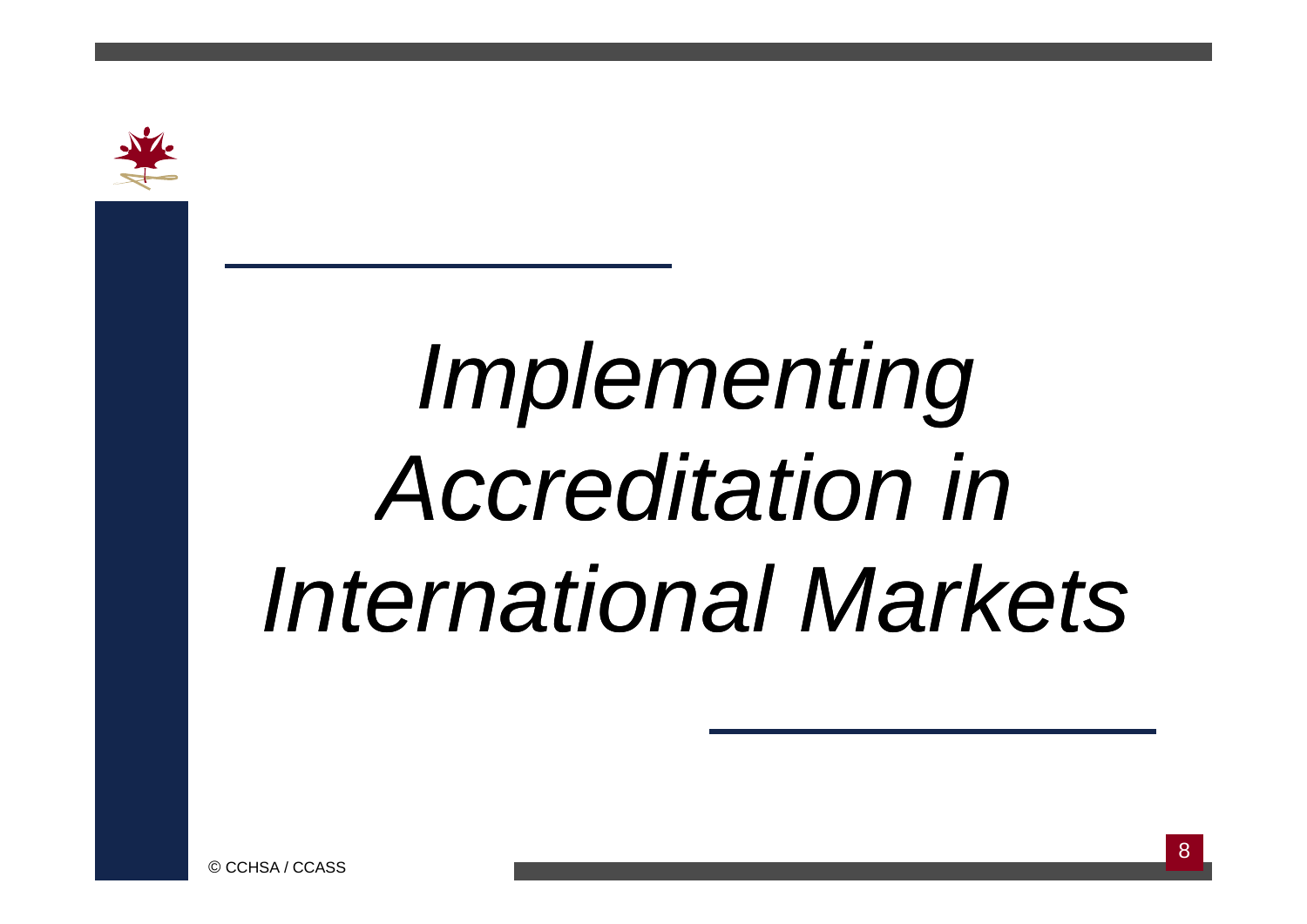# *Implementing Accreditation in International Markets*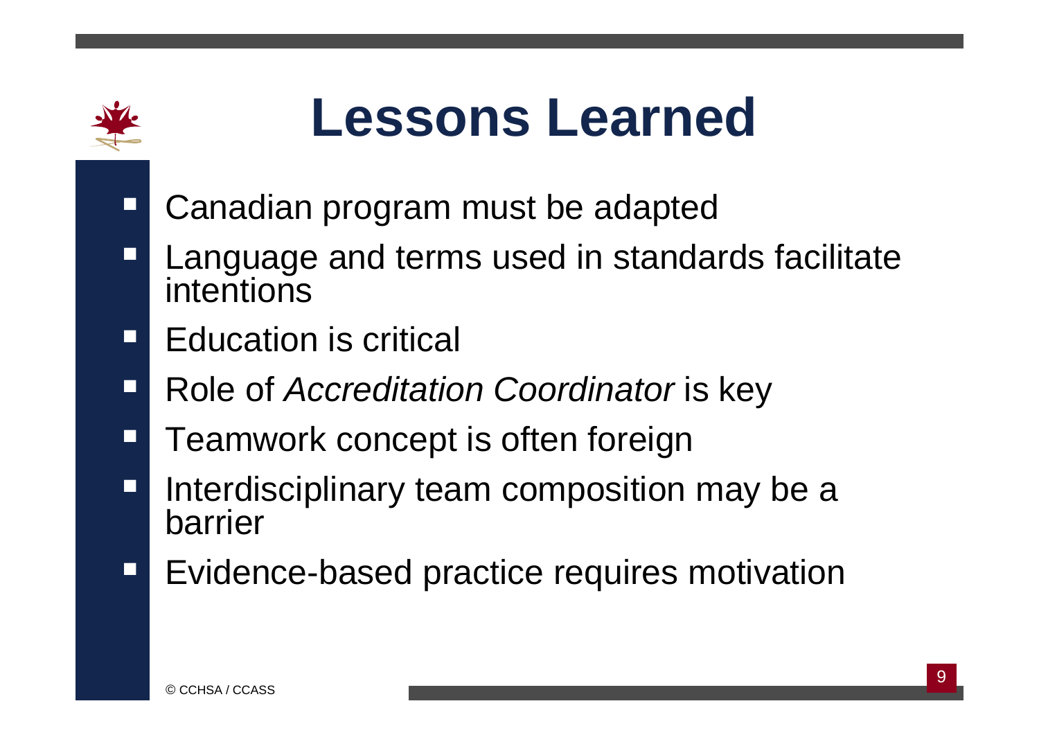# Lessons Learned

- Canadian program must be adapted
- Language and terms used in standards facilitate intentions
- Education is critical
- Role of *Accreditation Coordinator* is key
- Teamwork concept is often foreign
- Interdisciplinary team composition may be a barrier
- Evidence-based practice requires motivation

© CCHSA / CCASS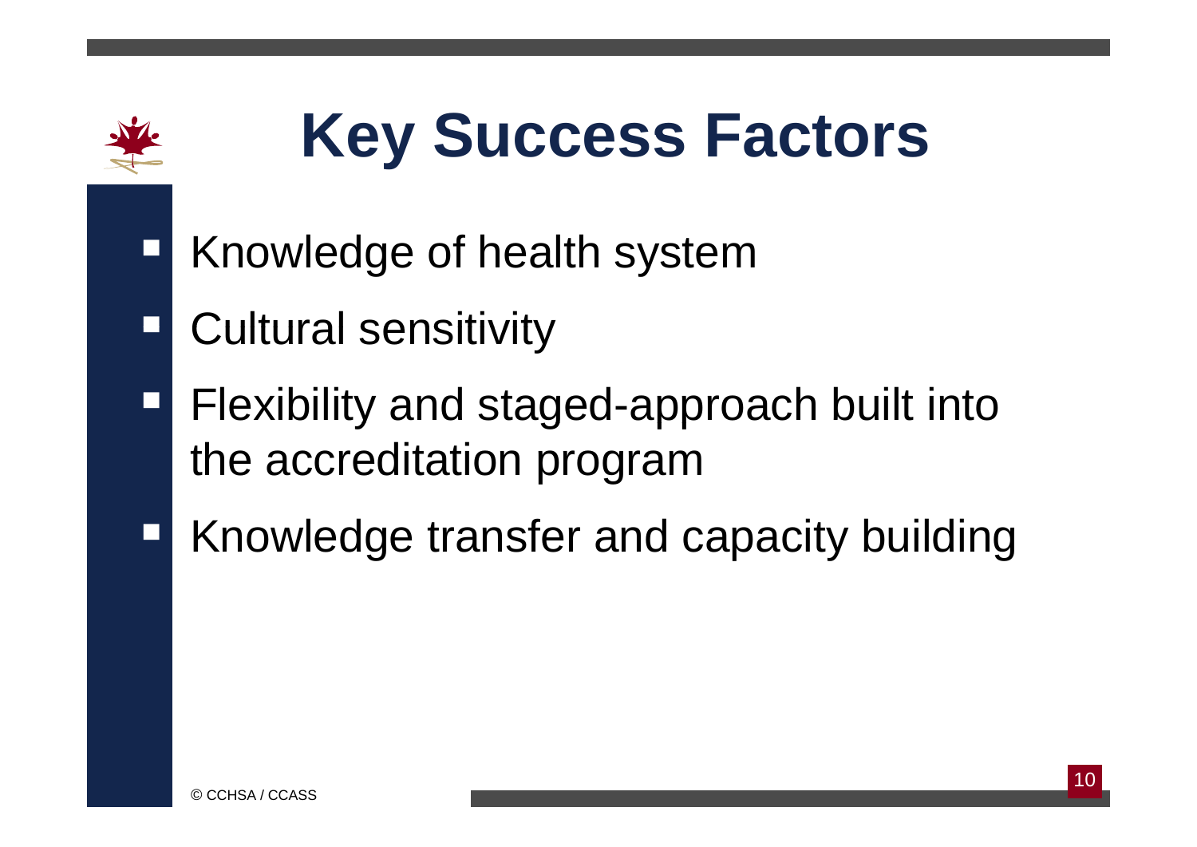# Key Success Factors

- Knowledge of health system
- Cultural sensitivity
- Flexibility and staged-approach built into the accreditation program
- Knowledge transfer and capacity building

© CCHSA / CCASS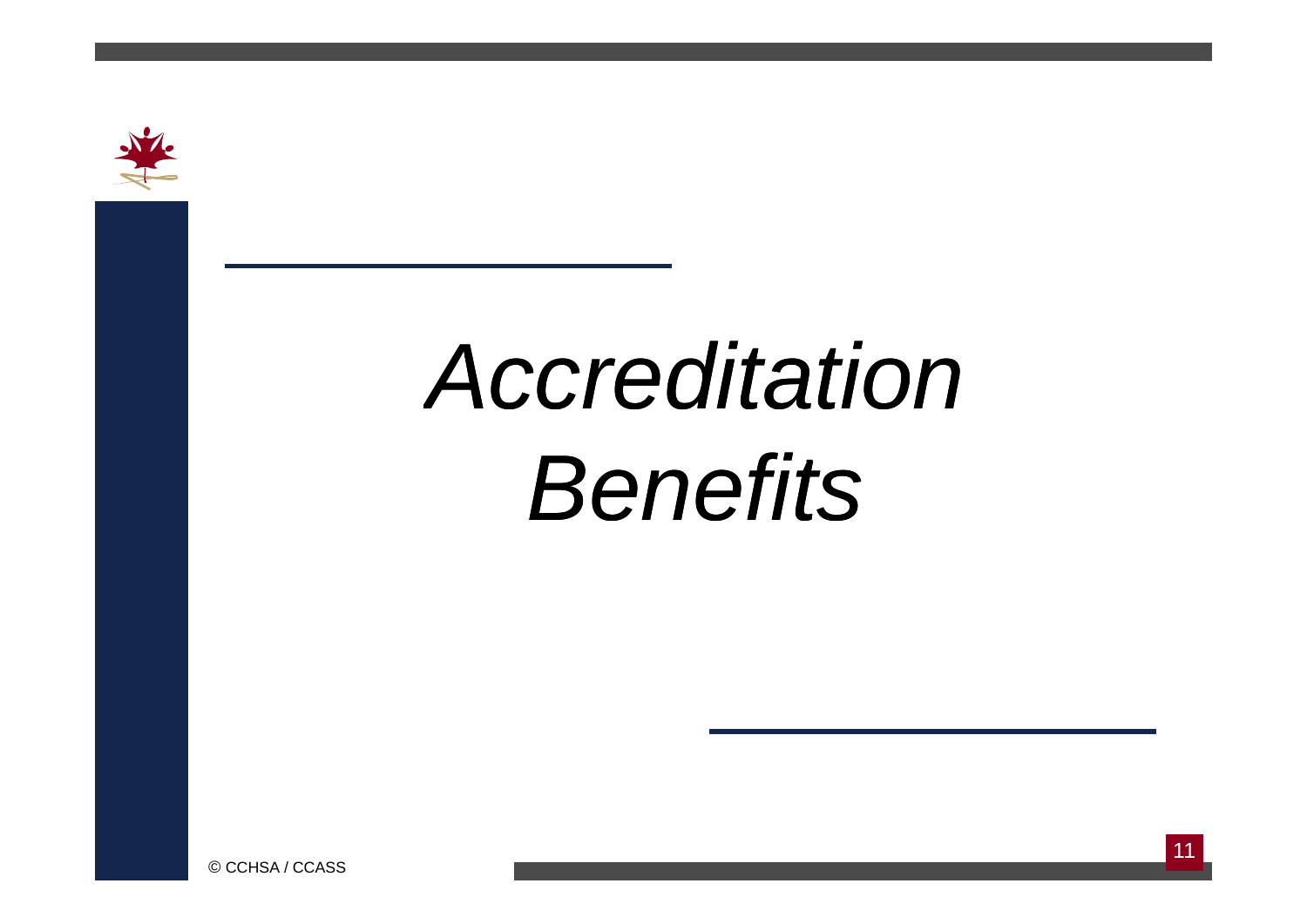# *Accreditation Benefits*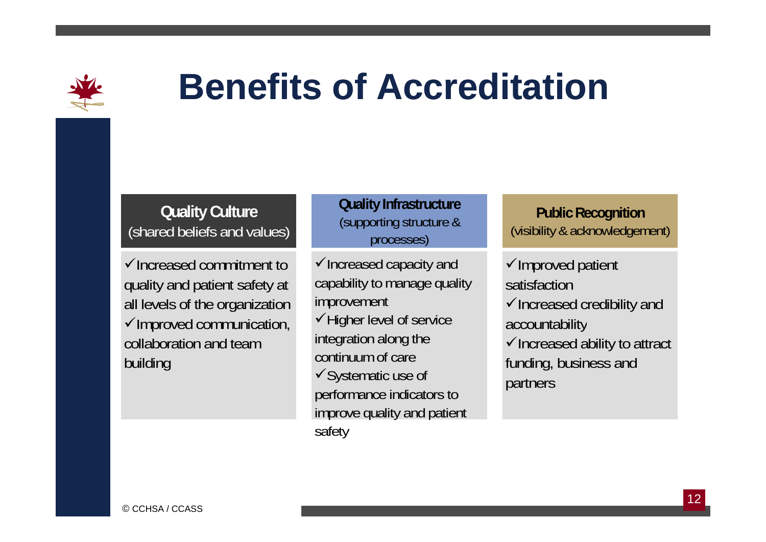# Benefits of Accreditation

| **Quality Culture** (shared beliefs and values) | **Quality Infrastructure** (supporting structure & processes) | **Public Recognition** (visibility & acknowledgement) |
|---|---|---|
| ✓Increased commitment to quality and patient safety at all levels of the organization<br>✓Improved communication, collaboration and team building | ✓Increased capacity and capability to manage quality improvement<br>✓Higher level of service integration along the continuum of care<br>✓Systematic use of performance indicators to improve quality and patient safety | ✓Improved patient satisfaction<br>✓Increased credibility and accountability<br>✓Increased ability to attract funding, business and partners |

© CCHSA / CCASS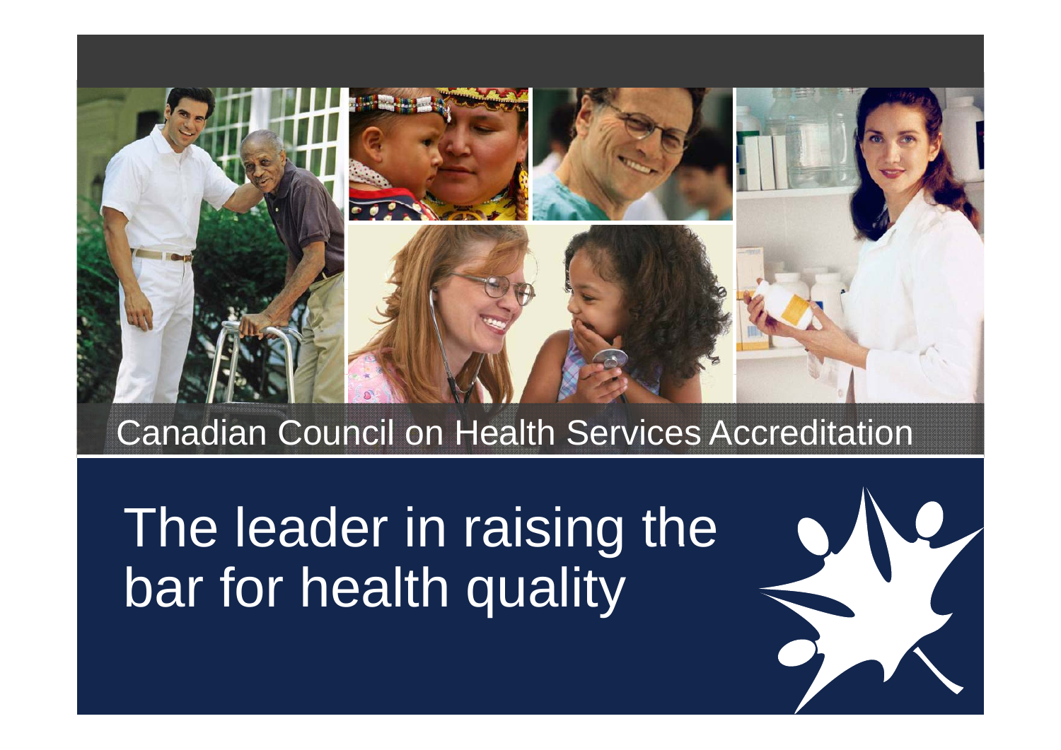Canadian Council on Health Services Accreditation

# The leader in raising the bar for health quality